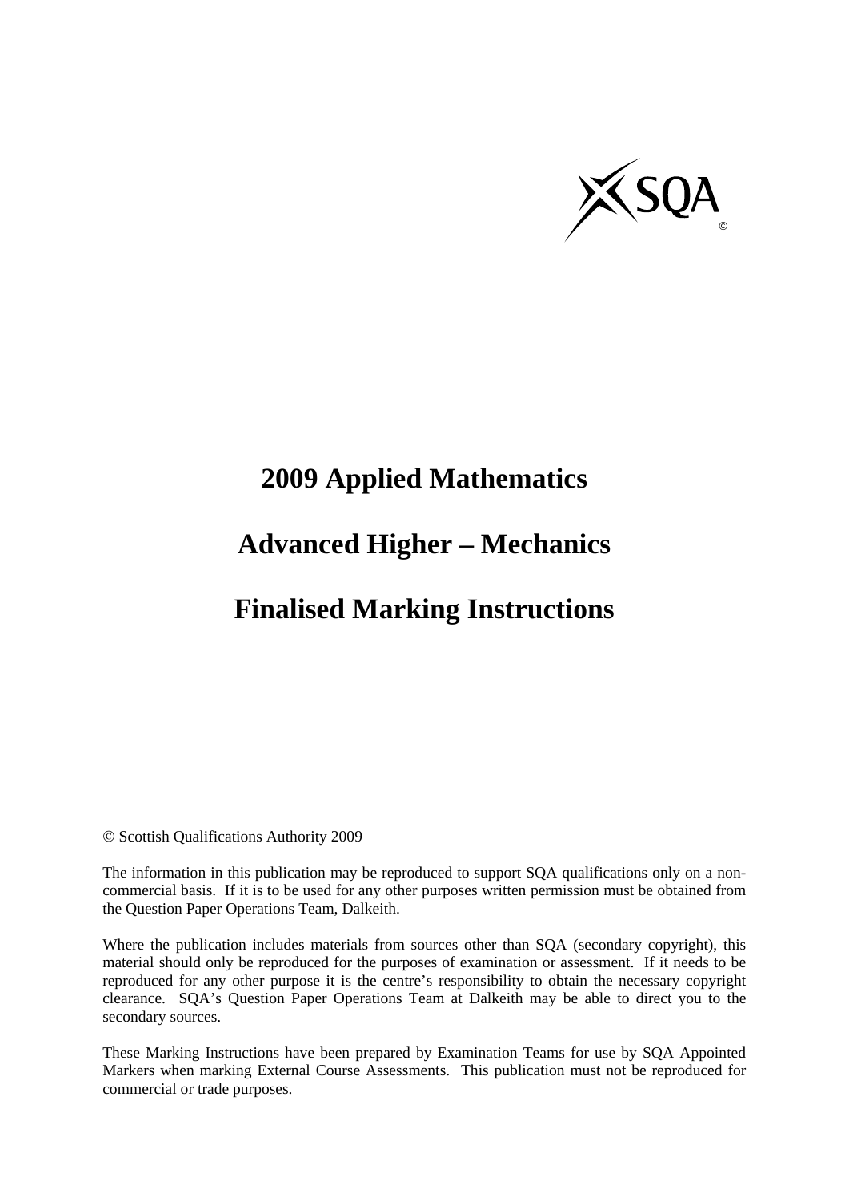# 2009 Applied Mathematics

# Advanced Higher – Mechanics

# Finalised Marking Instructions

© Scottish Qualifications Authority 2009

The information in this publication may be reproduced to support SQA qualifications only on a non-commercial basis. If it is to be used for any other purposes written permission must be obtained from the Question Paper Operations Team, Dalkeith.

Where the publication includes materials from sources other than SQA (secondary copyright), this material should only be reproduced for the purposes of examination or assessment. If it needs to be reproduced for any other purpose it is the centre's responsibility to obtain the necessary copyright clearance. SQA's Question Paper Operations Team at Dalkeith may be able to direct you to the secondary sources.

These Marking Instructions have been prepared by Examination Teams for use by SQA Appointed Markers when marking External Course Assessments. This publication must not be reproduced for commercial or trade purposes.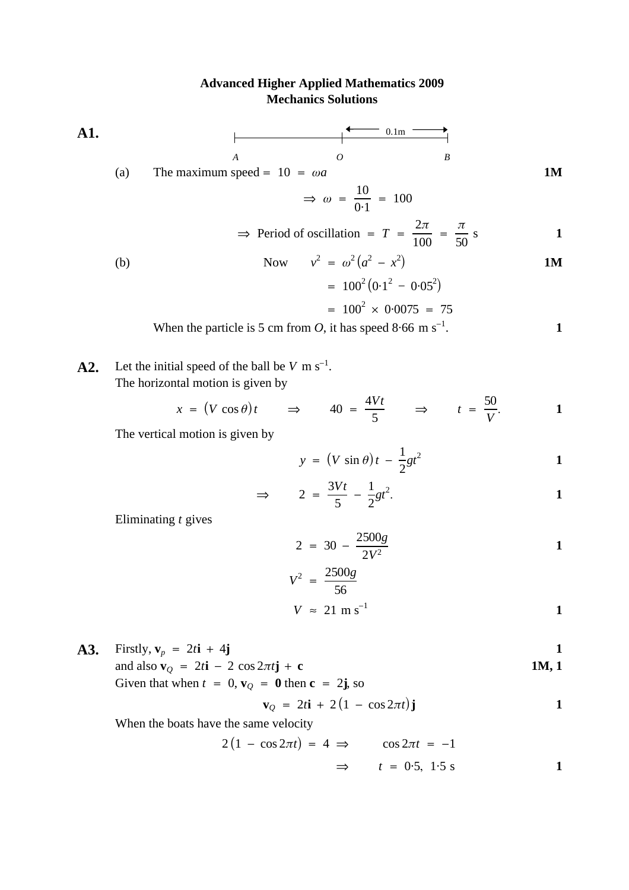# Advanced Higher Applied Mathematics 2009
## Mechanics Solutions

**A1.**

A ——— O ——— B (OB = 0.1m)

(a) The maximum speed $= 10 = \omega a$ **1M**

$$\Rightarrow \omega = \frac{10}{0{\cdot}1} = 100$$

$$\Rightarrow \text{Period of oscillation} = T = \frac{2\pi}{100} = \frac{\pi}{50}\text{ s}$$ **1**

(b) Now $v^2 = \omega^2\left(a^2 - x^2\right)$ **1M**

$$= 100^2\left(0{\cdot}1^2 - 0{\cdot}05^2\right)$$

$$= 100^2 \times 0{\cdot}0075 = 75$$

When the particle is 5 cm from $O$, it has speed $8{\cdot}66\text{ m s}^{-1}$. **1**

**A2.** Let the initial speed of the ball be $V\text{ m s}^{-1}$.
The horizontal motion is given by

$$x = (V\cos\theta)t \quad \Rightarrow \quad 40 = \frac{4Vt}{5} \quad \Rightarrow \quad t = \frac{50}{V}.$$ **1**

The vertical motion is given by

$$y = (V\sin\theta)t - \frac{1}{2}gt^2$$ **1**

$$\Rightarrow \quad 2 = \frac{3Vt}{5} - \frac{1}{2}gt^2.$$ **1**

Eliminating $t$ gives

$$2 = 30 - \frac{2500g}{2V^2}$$ **1**

$$V^2 = \frac{2500g}{56}$$

$$V \approx 21\text{ m s}^{-1}$$ **1**

**A3.** Firstly, $\mathbf{v}_p = 2t\mathbf{i} + 4\mathbf{j}$ **1**

and also $\mathbf{v}_Q = 2t\mathbf{i} - 2\cos 2\pi t\mathbf{j} + \mathbf{c}$ **1M, 1**

Given that when $t = 0$, $\mathbf{v}_Q = \mathbf{0}$ then $\mathbf{c} = 2\mathbf{j}$, so

$$\mathbf{v}_Q = 2t\mathbf{i} + 2\left(1 - \cos 2\pi t\right)\mathbf{j}$$ **1**

When the boats have the same velocity

$$2\left(1 - \cos 2\pi t\right) = 4 \Rightarrow \quad \cos 2\pi t = -1$$

$$\Rightarrow \quad t = 0{\cdot}5,\ 1{\cdot}5\text{ s}$$ **1**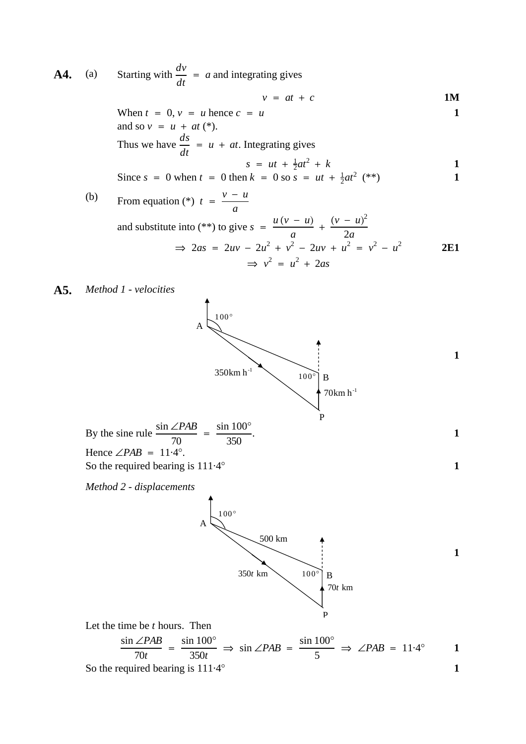**A4.** (a) Starting with $\frac{dv}{dt} = a$ and integrating gives

$$v = at + c$$ **1M**

When $t = 0$, $v = u$ hence $c = u$ **1**

and so $v = u + at$ (*).

Thus we have $\frac{ds}{dt} = u + at$. Integrating gives

$$s = ut + \tfrac{1}{2}at^2 + k$$ **1**

Since $s = 0$ when $t = 0$ then $k = 0$ so $s = ut + \frac{1}{2}at^2$ (**) **1**

(b) From equation (*) $t = \frac{v - u}{a}$

and substitute into (**) to give $s = \frac{u(v - u)}{a} + \frac{(v - u)^2}{2a}$

$$\Rightarrow 2as = 2uv - 2u^2 + v^2 - 2uv + u^2 = v^2 - u^2$$ **2E1**

$$\Rightarrow v^2 = u^2 + 2as$$

**A5.** *Method 1 - velocities*

(Diagram: A with bearing 100°, 350km h⁻¹, B with angle 100°, 70km h⁻¹, P) **1**

By the sine rule $\frac{\sin \angle PAB}{70} = \frac{\sin 100°}{350}$. **1**

Hence $\angle PAB = 11{\cdot}4°$.

So the required bearing is $111{\cdot}4°$ **1**

*Method 2 - displacements*

(Diagram: A with bearing 100°, 500 km, $350t$ km, B with angle 100°, $70t$ km, P) **1**

Let the time be $t$ hours. Then

$$\frac{\sin \angle PAB}{70t} = \frac{\sin 100°}{350t} \Rightarrow \sin \angle PAB = \frac{\sin 100°}{5} \Rightarrow \angle PAB = 11{\cdot}4°$$ **1**

So the required bearing is $111{\cdot}4°$ **1**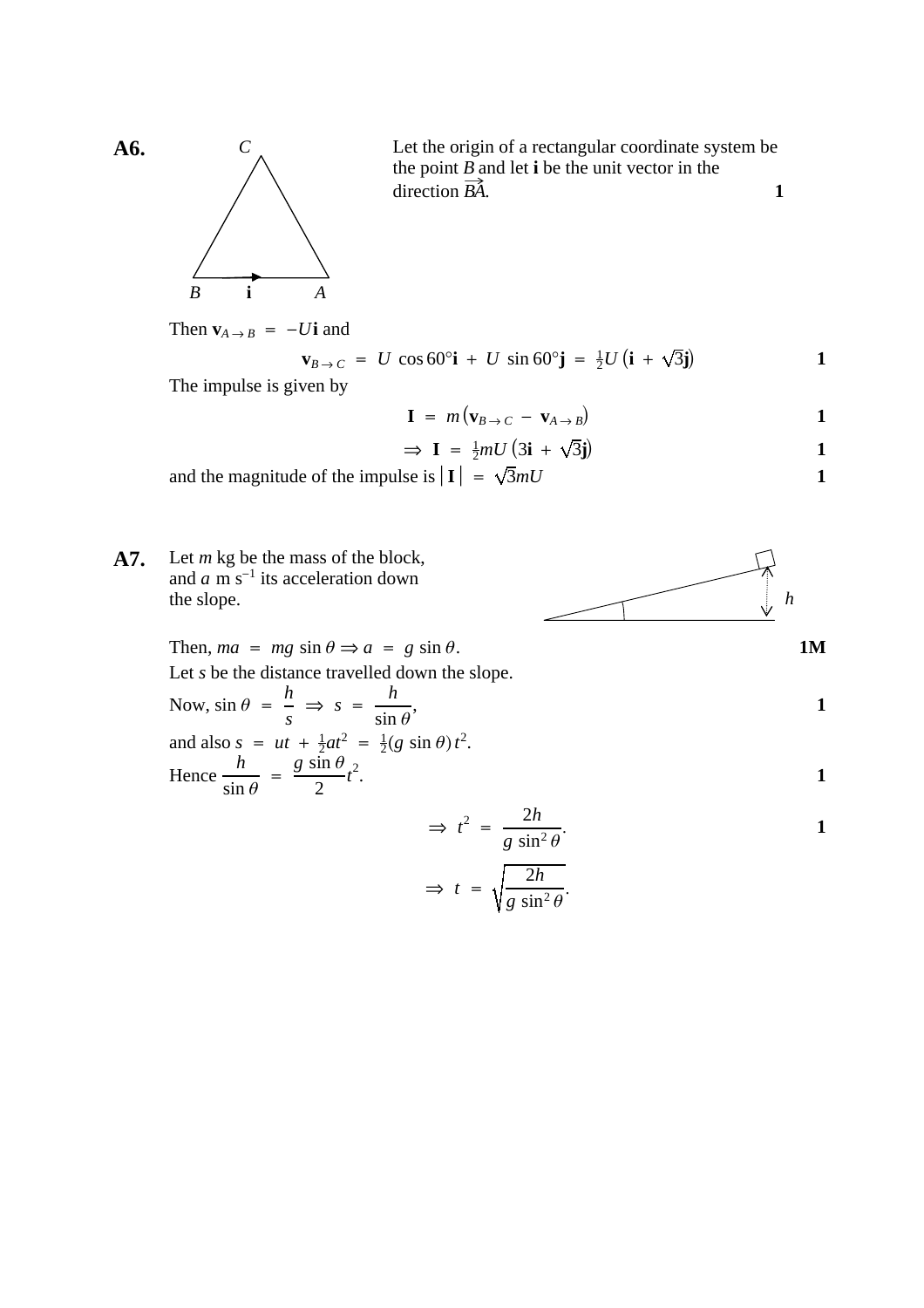**A6.**

Let the origin of a rectangular coordinate system be the point $B$ and let $\mathbf{i}$ be the unit vector in the direction $\overrightarrow{BA}$. **1**

Then $\mathbf{v}_{A \to B} = -U\mathbf{i}$ and

$$\mathbf{v}_{B \to C} = U \cos 60°\mathbf{i} + U \sin 60°\mathbf{j} = \tfrac{1}{2}U\left(\mathbf{i} + \sqrt{3}\mathbf{j}\right) \qquad \mathbf{1}$$

The impulse is given by

$$\mathbf{I} = m\left(\mathbf{v}_{B \to C} - \mathbf{v}_{A \to B}\right) \qquad \mathbf{1}$$

$$\Rightarrow \mathbf{I} = \tfrac{1}{2}mU\left(3\mathbf{i} + \sqrt{3}\mathbf{j}\right) \qquad \mathbf{1}$$

and the magnitude of the impulse is $|\mathbf{I}| = \sqrt{3}mU$ **1**

**A7.**

Let $m$ kg be the mass of the block, and $a$ m s$^{-1}$ its acceleration down the slope.

Then, $ma = mg \sin\theta \Rightarrow a = g \sin\theta$. **1M**

Let $s$ be the distance travelled down the slope.

Now, $\sin\theta = \dfrac{h}{s} \Rightarrow s = \dfrac{h}{\sin\theta}$, **1**

and also $s = ut + \tfrac{1}{2}at^2 = \tfrac{1}{2}(g \sin\theta)t^2$.

Hence $\dfrac{h}{\sin\theta} = \dfrac{g \sin\theta}{2}t^2$. **1**

$$\Rightarrow t^2 = \frac{2h}{g \sin^2\theta}. \qquad \mathbf{1}$$

$$\Rightarrow t = \sqrt{\frac{2h}{g \sin^2\theta}}.$$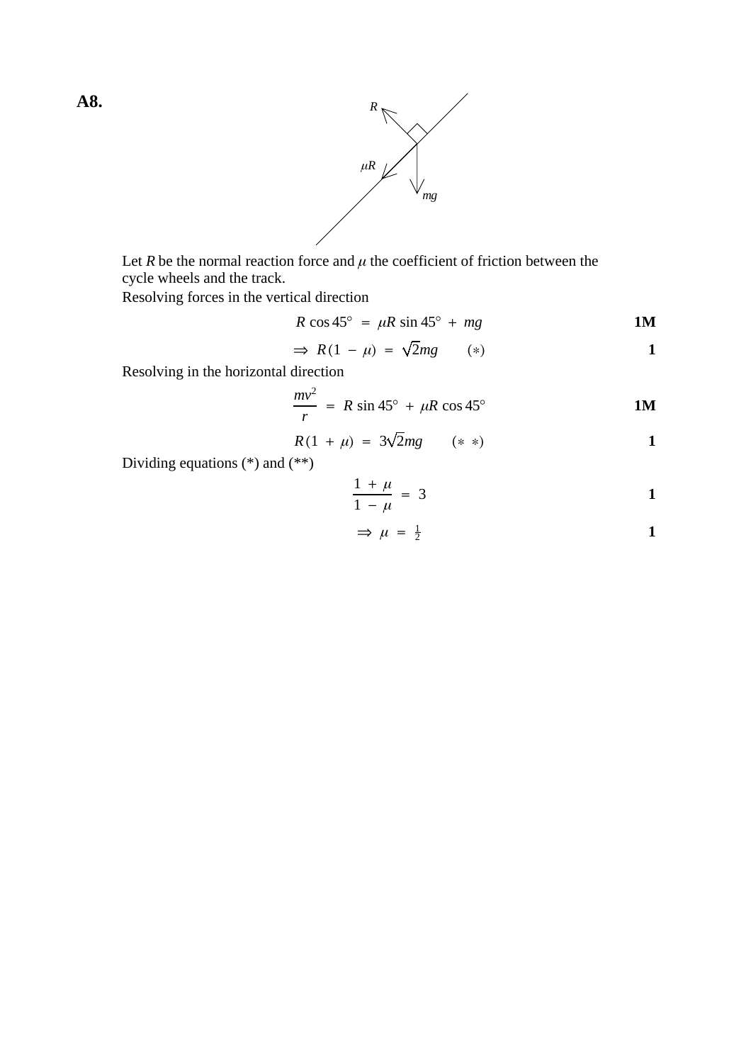**A8.**

Let $R$ be the normal reaction force and $\mu$ the coefficient of friction between the cycle wheels and the track.

Resolving forces in the vertical direction

$$R\cos 45^\circ = \mu R\sin 45^\circ + mg \qquad \textbf{1M}$$

$$\Rightarrow R(1-\mu) = \sqrt{2}mg \qquad (*) \qquad \textbf{1}$$

Resolving in the horizontal direction

$$\frac{mv^2}{r} = R\sin 45^\circ + \mu R\cos 45^\circ \qquad \textbf{1M}$$

$$R(1+\mu) = 3\sqrt{2}mg \qquad (**) \qquad \textbf{1}$$

Dividing equations (*) and (**)

$$\frac{1+\mu}{1-\mu} = 3 \qquad \textbf{1}$$

$$\Rightarrow \mu = \tfrac{1}{2} \qquad \textbf{1}$$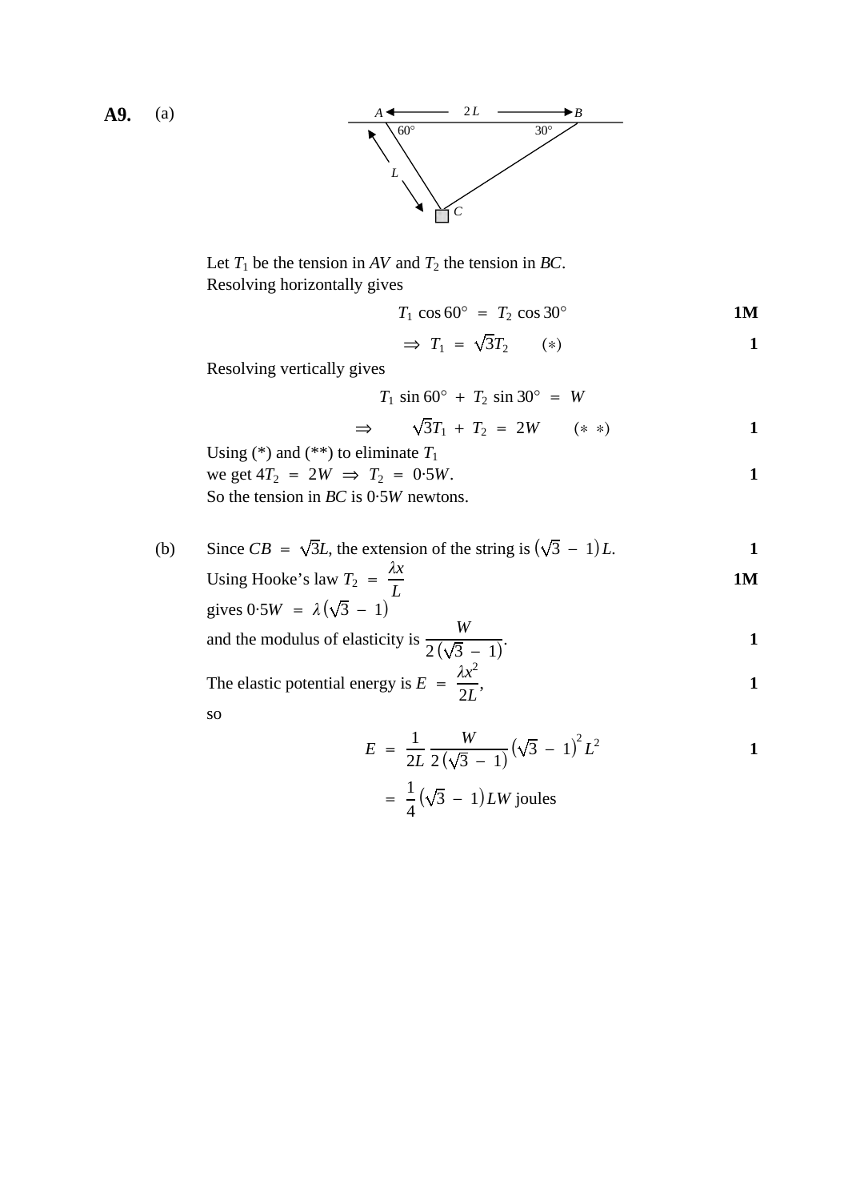**A9.** (a)

Let $T_1$ be the tension in $AV$ and $T_2$ the tension in $BC$.
Resolving horizontally gives

$$T_1 \cos 60° = T_2 \cos 30° \qquad \textbf{1M}$$

$$\Rightarrow T_1 = \sqrt{3}T_2 \qquad (*) \qquad \textbf{1}$$

Resolving vertically gives

$$T_1 \sin 60° + T_2 \sin 30° = W$$

$$\Rightarrow \sqrt{3}T_1 + T_2 = 2W \qquad (**) \qquad \textbf{1}$$

Using (*) and (**) to eliminate $T_1$
we get $4T_2 = 2W \Rightarrow T_2 = 0{\cdot}5W$. **1**
So the tension in $BC$ is $0{\cdot}5W$ newtons.

(b) Since $CB = \sqrt{3}L$, the extension of the string is $(\sqrt{3} - 1)L$. **1**

Using Hooke's law $T_2 = \dfrac{\lambda x}{L}$ **1M**

gives $0{\cdot}5W = \lambda(\sqrt{3} - 1)$

and the modulus of elasticity is $\dfrac{W}{2(\sqrt{3} - 1)}$. **1**

The elastic potential energy is $E = \dfrac{\lambda x^2}{2L}$, **1**

so

$$E = \frac{1}{2L}\frac{W}{2(\sqrt{3} - 1)}(\sqrt{3} - 1)^2 L^2 \qquad \textbf{1}$$

$$= \frac{1}{4}(\sqrt{3} - 1)LW \text{ joules}$$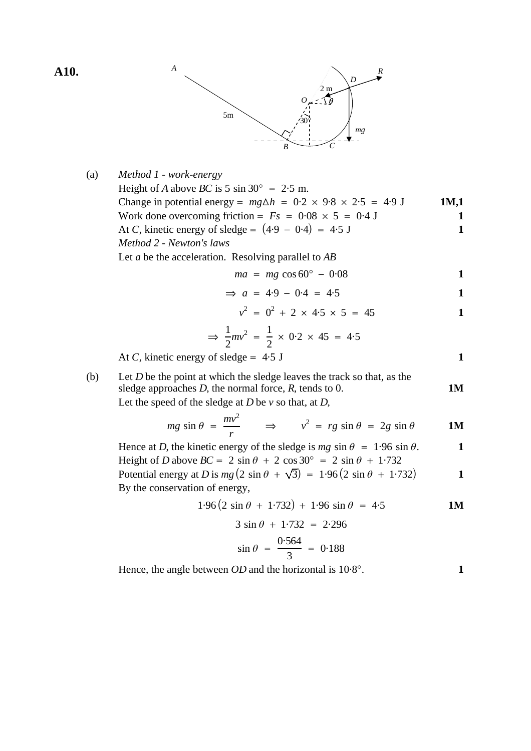**A10.**

(a) *Method 1 - work-energy*

Height of $A$ above $BC$ is $5 \sin 30° = 2{\cdot}5$ m.

Change in potential energy = $mg\Delta h = 0{\cdot}2 \times 9{\cdot}8 \times 2{\cdot}5 = 4{\cdot}9$ J **1M,1**

Work done overcoming friction = $Fs = 0{\cdot}08 \times 5 = 0{\cdot}4$ J **1**

At $C$, kinetic energy of sledge = $(4{\cdot}9 - 0{\cdot}4) = 4{\cdot}5$ J **1**

*Method 2 - Newton's laws*

Let $a$ be the acceleration. Resolving parallel to $AB$

$$ma = mg \cos 60° - 0{\cdot}08 \quad \textbf{1}$$

$$\Rightarrow a = 4{\cdot}9 - 0{\cdot}4 = 4{\cdot}5 \quad \textbf{1}$$

$$v^2 = 0^2 + 2 \times 4{\cdot}5 \times 5 = 45 \quad \textbf{1}$$

$$\Rightarrow \frac{1}{2}mv^2 = \frac{1}{2} \times 0{\cdot}2 \times 45 = 4{\cdot}5$$

At $C$, kinetic energy of sledge = $4{\cdot}5$ J **1**

(b) Let $D$ be the point at which the sledge leaves the track so that, as the sledge approaches $D$, the normal force, $R$, tends to 0. **1M**

Let the speed of the sledge at $D$ be $v$ so that, at $D$,

$$mg \sin\theta = \frac{mv^2}{r} \qquad \Rightarrow \qquad v^2 = rg \sin\theta = 2g \sin\theta \quad \textbf{1M}$$

Hence at $D$, the kinetic energy of the sledge is $mg \sin\theta = 1{\cdot}96 \sin\theta$. **1**

Height of $D$ above $BC$ = $2 \sin\theta + 2\cos 30° = 2\sin\theta + 1{\cdot}732$

Potential energy at $D$ is $mg\left(2 \sin\theta + \sqrt{3}\right) = 1{\cdot}96\left(2\sin\theta + 1{\cdot}732\right)$ **1**

By the conservation of energy,

$$1{\cdot}96\left(2 \sin\theta + 1{\cdot}732\right) + 1{\cdot}96 \sin\theta = 4{\cdot}5 \quad \textbf{1M}$$

$$3 \sin\theta + 1{\cdot}732 = 2{\cdot}296$$

$$\sin\theta = \frac{0{\cdot}564}{3} = 0{\cdot}188$$

Hence, the angle between $OD$ and the horizontal is $10{\cdot}8°$. **1**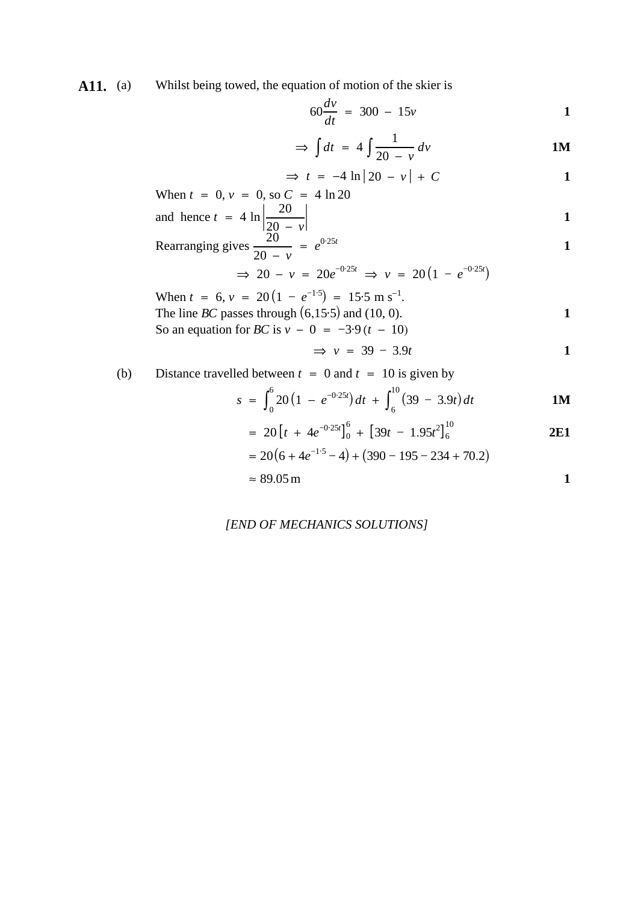**A11.** (a) Whilst being towed, the equation of motion of the skier is

$$60\frac{dv}{dt} = 300 - 15v \qquad \textbf{1}$$

$$\Rightarrow \int dt = 4\int \frac{1}{20 - v}\,dv \qquad \textbf{1M}$$

$$\Rightarrow t = -4\ln|20 - v| + C \qquad \textbf{1}$$

When $t = 0, v = 0$, so $C = 4\ln 20$

and hence $t = 4\ln\left|\frac{20}{20 - v}\right|$ **1**

Rearranging gives $\frac{20}{20 - v} = e^{0\cdot25t}$ **1**

$$\Rightarrow 20 - v = 20e^{-0\cdot25t} \Rightarrow v = 20\left(1 - e^{-0\cdot25t}\right)$$

When $t = 6, v = 20\left(1 - e^{-1\cdot5}\right) = 15\cdot5 \text{ m s}^{-1}$.

The line $BC$ passes through $(6, 15\cdot5)$ and $(10, 0)$. **1**

So an equation for $BC$ is $v - 0 = -3\cdot9(t - 10)$

$$\Rightarrow v = 39 - 3.9t \qquad \textbf{1}$$

(b) Distance travelled between $t = 0$ and $t = 10$ is given by

$$s = \int_0^6 20\left(1 - e^{-0\cdot25t}\right)dt + \int_6^{10}\left(39 - 3.9t\right)dt \qquad \textbf{1M}$$

$$= 20\left[t + 4e^{-0\cdot25t}\right]_0^6 + \left[39t - 1.95t^2\right]_6^{10} \qquad \textbf{2E1}$$

$$= 20\left(6 + 4e^{-1\cdot5} - 4\right) + \left(390 - 195 - 234 + 70.2\right)$$

$$\approx 89.05\,\text{m} \qquad \textbf{1}$$

*[END OF MECHANICS SOLUTIONS]*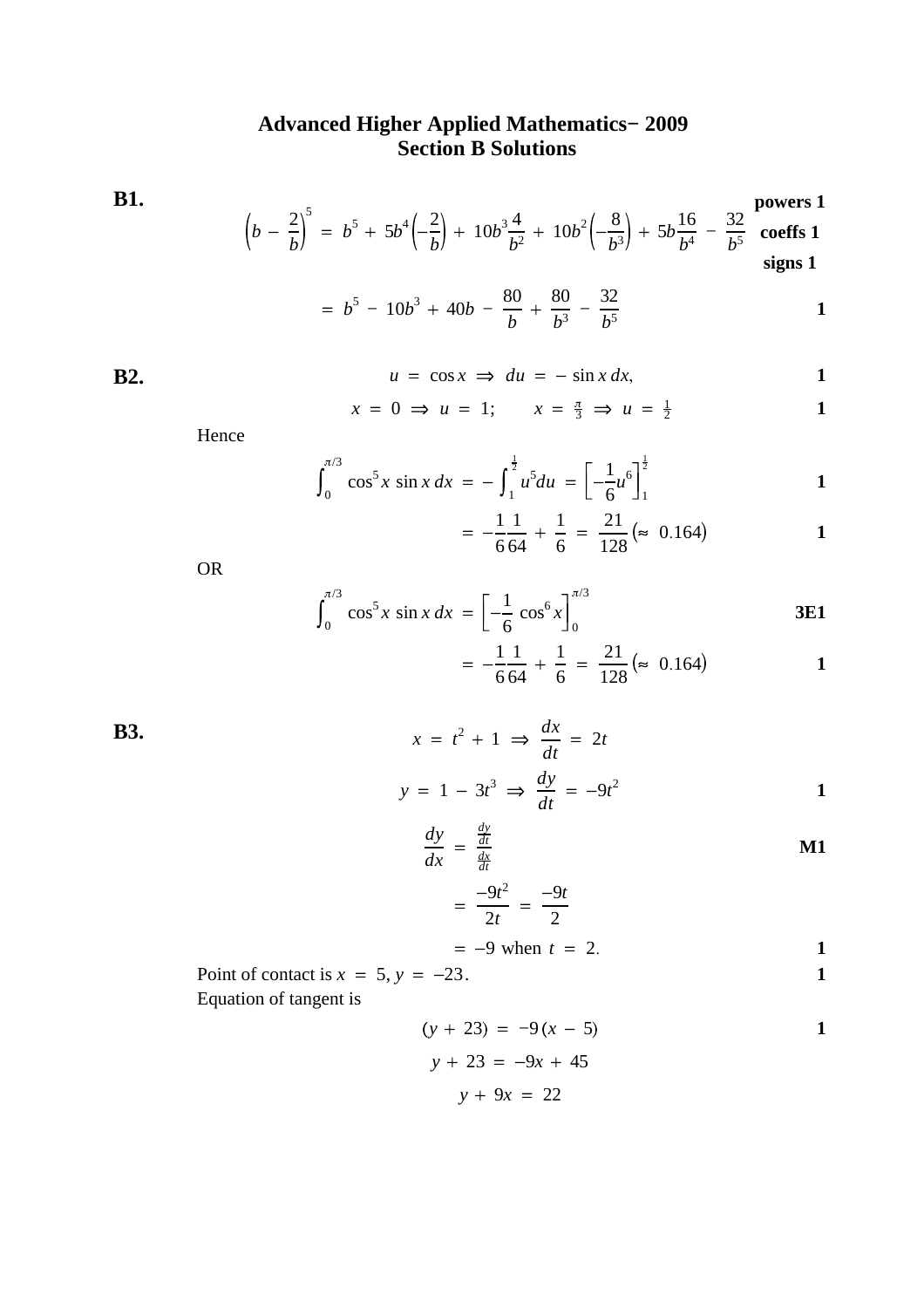# Advanced Higher Applied Mathematics− 2009
## Section B Solutions

**B1.**

$$\left(b - \frac{2}{b}\right)^5 = b^5 + 5b^4\left(-\frac{2}{b}\right) + 10b^3\frac{4}{b^2} + 10b^2\left(-\frac{8}{b^3}\right) + 5b\frac{16}{b^4} - \frac{32}{b^5}$$ **powers 1** **coeffs 1** **signs 1**

$$= b^5 - 10b^3 + 40b - \frac{80}{b} + \frac{80}{b^3} - \frac{32}{b^5}$$ **1**

**B2.**

$$u = \cos x \Rightarrow du = -\sin x\, dx,$$ **1**

$$x = 0 \Rightarrow u = 1; \qquad x = \tfrac{\pi}{3} \Rightarrow u = \tfrac{1}{2}$$ **1**

Hence

$$\int_0^{\pi/3} \cos^5 x \sin x\, dx = -\int_1^{\frac{1}{2}} u^5 du = \left[-\frac{1}{6}u^6\right]_1^{\frac{1}{2}}$$ **1**

$$= -\frac{1}{6}\frac{1}{64} + \frac{1}{6} = \frac{21}{128} (\approx 0.164)$$ **1**

OR

$$\int_0^{\pi/3} \cos^5 x \sin x\, dx = \left[-\frac{1}{6}\cos^6 x\right]_0^{\pi/3}$$ **3E1**

$$= -\frac{1}{6}\frac{1}{64} + \frac{1}{6} = \frac{21}{128} (\approx 0.164)$$ **1**

**B3.**

$$x = t^2 + 1 \Rightarrow \frac{dx}{dt} = 2t$$

$$y = 1 - 3t^3 \Rightarrow \frac{dy}{dt} = -9t^2$$ **1**

$$\frac{dy}{dx} = \frac{\frac{dy}{dt}}{\frac{dx}{dt}}$$ **M1**

$$= \frac{-9t^2}{2t} = \frac{-9t}{2}$$

$$= -9 \text{ when } t = 2.$$ **1**

Point of contact is $x = 5, y = -23$. **1**

Equation of tangent is

$$(y + 23) = -9(x - 5)$$ **1**

$$y + 23 = -9x + 45$$

$$y + 9x = 22$$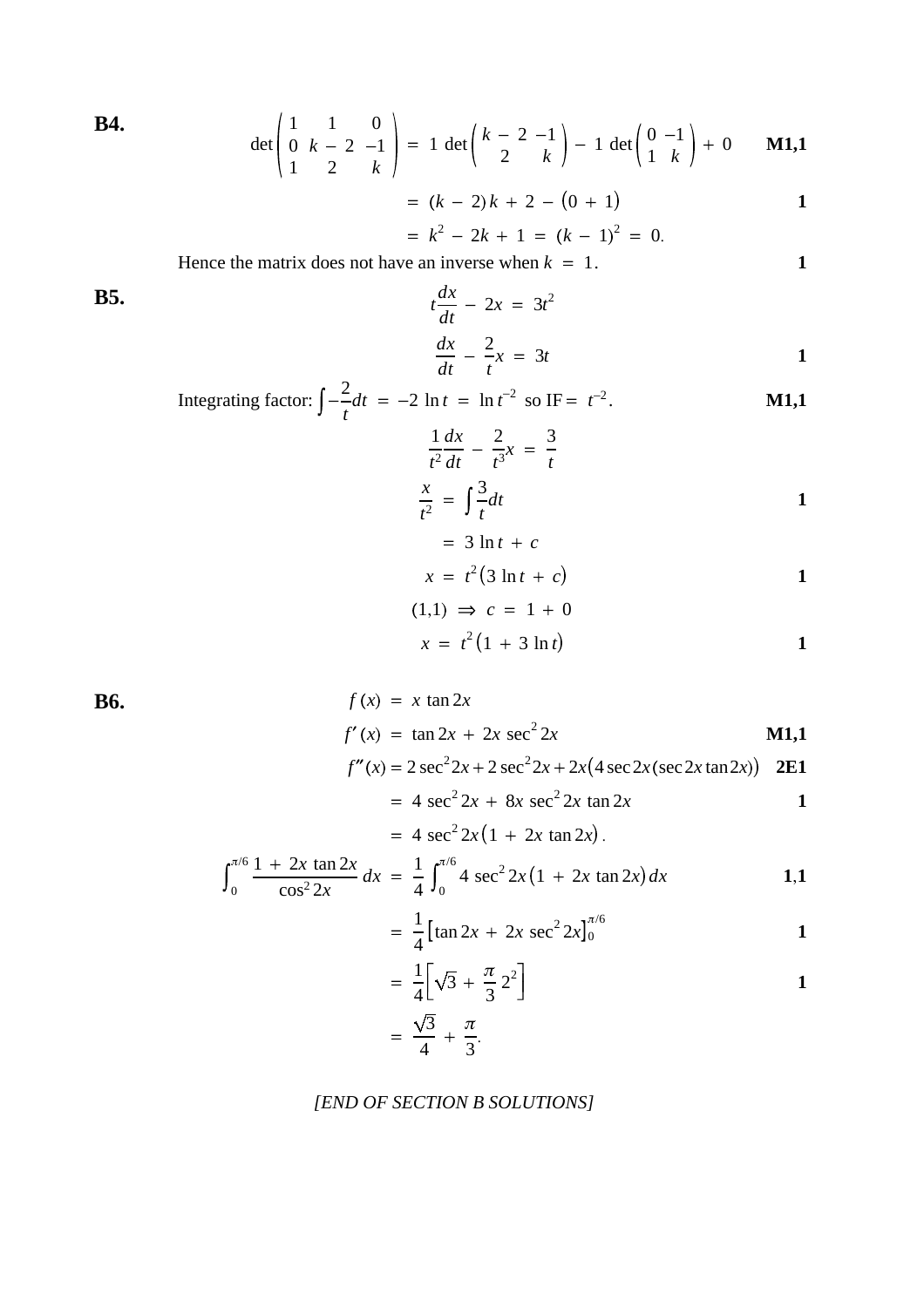**B4.**

$$\det\begin{pmatrix} 1 & 1 & 0 \\ 0 & k-2 & -1 \\ 1 & 2 & k \end{pmatrix} = 1\det\begin{pmatrix} k-2 & -1 \\ 2 & k \end{pmatrix} - 1\det\begin{pmatrix} 0 & -1 \\ 1 & k \end{pmatrix} + 0 \qquad \textbf{M1,1}$$

$$= (k-2)k + 2 - (0+1) \qquad \textbf{1}$$

$$= k^2 - 2k + 1 = (k-1)^2 = 0.$$

Hence the matrix does not have an inverse when $k = 1$. **1**

**B5.**

$$t\frac{dx}{dt} - 2x = 3t^2$$

$$\frac{dx}{dt} - \frac{2}{t}x = 3t \qquad \textbf{1}$$

Integrating factor: $\int -\frac{2}{t}dt = -2\ln t = \ln t^{-2}$ so IF $= t^{-2}$. **M1,1**

$$\frac{1}{t^2}\frac{dx}{dt} - \frac{2}{t^3}x = \frac{3}{t}$$

$$\frac{x}{t^2} = \int \frac{3}{t}dt \qquad \textbf{1}$$

$$= 3\ln t + c$$

$$x = t^2(3\ln t + c) \qquad \textbf{1}$$

$$(1,1) \Rightarrow c = 1 + 0$$

$$x = t^2(1 + 3\ln t) \qquad \textbf{1}$$

**B6.**

$$f(x) = x\tan 2x$$

$$f'(x) = \tan 2x + 2x\sec^2 2x \qquad \textbf{M1,1}$$

$$f''(x) = 2\sec^2 2x + 2\sec^2 2x + 2x(4\sec 2x(\sec 2x\tan 2x)) \qquad \textbf{2E1}$$

$$= 4\sec^2 2x + 8x\sec^2 2x\tan 2x \qquad \textbf{1}$$

$$= 4\sec^2 2x(1 + 2x\tan 2x).$$

$$\int_0^{\pi/6}\frac{1 + 2x\tan 2x}{\cos^2 2x}\,dx = \frac{1}{4}\int_0^{\pi/6} 4\sec^2 2x(1 + 2x\tan 2x)\,dx \qquad \textbf{1,1}$$

$$= \frac{1}{4}\left[\tan 2x + 2x\sec^2 2x\right]_0^{\pi/6} \qquad \textbf{1}$$

$$= \frac{1}{4}\left[\sqrt{3} + \frac{\pi}{3}2^2\right] \qquad \textbf{1}$$

$$= \frac{\sqrt{3}}{4} + \frac{\pi}{3}.$$

*[END OF SECTION B SOLUTIONS]*